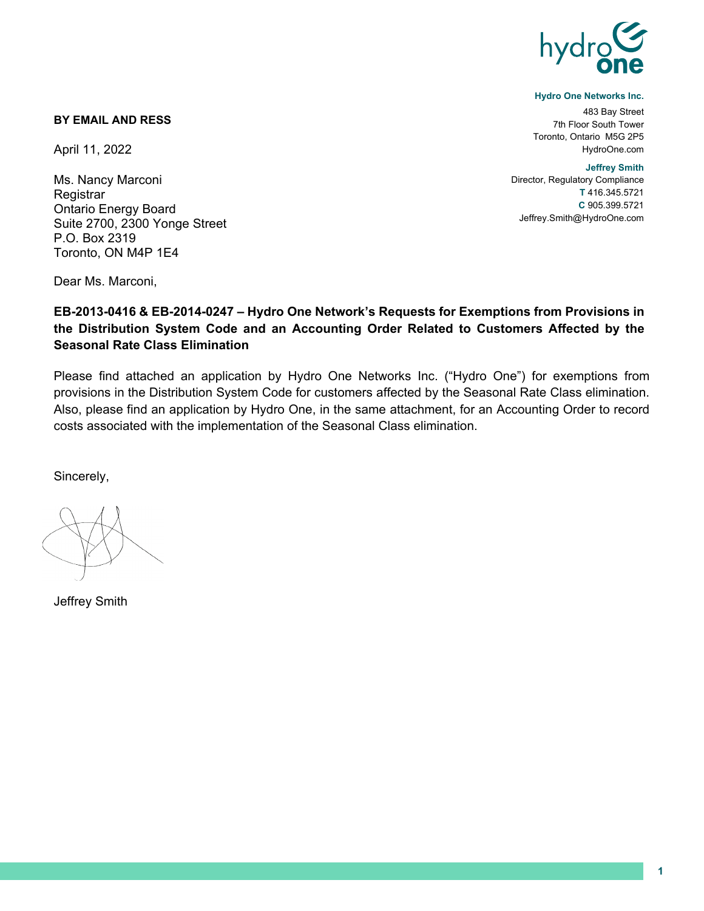**Hydro One Networks Inc.**

483 Bay Street
7th Floor South Tower
Toronto, Ontario M5G 2P5
HydroOne.com

**Jeffrey Smith**
Director, Regulatory Compliance
**T** 416.345.5721
**C** 905.399.5721
Jeffrey.Smith@HydroOne.com

**BY EMAIL AND RESS**

April 11, 2022

Ms. Nancy Marconi
Registrar
Ontario Energy Board
Suite 2700, 2300 Yonge Street
P.O. Box 2319
Toronto, ON M4P 1E4

Dear Ms. Marconi,

**EB-2013-0416 & EB-2014-0247 – Hydro One Network's Requests for Exemptions from Provisions in the Distribution System Code and an Accounting Order Related to Customers Affected by the Seasonal Rate Class Elimination**

Please find attached an application by Hydro One Networks Inc. ("Hydro One") for exemptions from provisions in the Distribution System Code for customers affected by the Seasonal Rate Class elimination. Also, please find an application by Hydro One, in the same attachment, for an Accounting Order to record costs associated with the implementation of the Seasonal Class elimination.

Sincerely,

Jeffrey Smith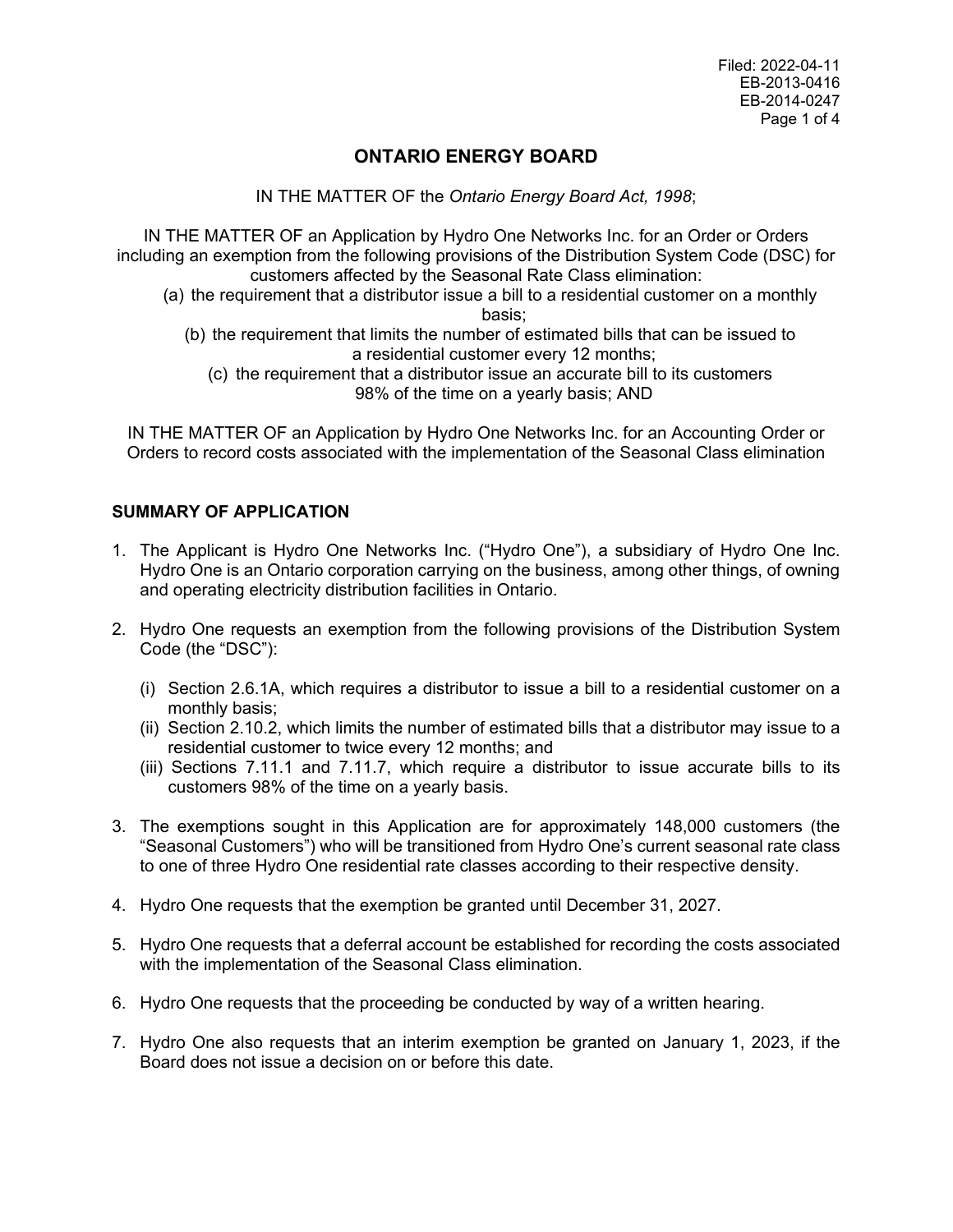Filed: 2022-04-11
EB-2013-0416
EB-2014-0247

## ONTARIO ENERGY BOARD

IN THE MATTER OF the *Ontario Energy Board Act, 1998*;

IN THE MATTER OF an Application by Hydro One Networks Inc. for an Order or Orders including an exemption from the following provisions of the Distribution System Code (DSC) for customers affected by the Seasonal Rate Class elimination:

(a) the requirement that a distributor issue a bill to a residential customer on a monthly basis;

(b) the requirement that limits the number of estimated bills that can be issued to a residential customer every 12 months;

(c) the requirement that a distributor issue an accurate bill to its customers 98% of the time on a yearly basis; AND

IN THE MATTER OF an Application by Hydro One Networks Inc. for an Accounting Order or Orders to record costs associated with the implementation of the Seasonal Class elimination

### SUMMARY OF APPLICATION

1. The Applicant is Hydro One Networks Inc. ("Hydro One"), a subsidiary of Hydro One Inc. Hydro One is an Ontario corporation carrying on the business, among other things, of owning and operating electricity distribution facilities in Ontario.

2. Hydro One requests an exemption from the following provisions of the Distribution System Code (the "DSC"):

   (i) Section 2.6.1A, which requires a distributor to issue a bill to a residential customer on a monthly basis;
   (ii) Section 2.10.2, which limits the number of estimated bills that a distributor may issue to a residential customer to twice every 12 months; and
   (iii) Sections 7.11.1 and 7.11.7, which require a distributor to issue accurate bills to its customers 98% of the time on a yearly basis.

3. The exemptions sought in this Application are for approximately 148,000 customers (the "Seasonal Customers") who will be transitioned from Hydro One's current seasonal rate class to one of three Hydro One residential rate classes according to their respective density.

4. Hydro One requests that the exemption be granted until December 31, 2027.

5. Hydro One requests that a deferral account be established for recording the costs associated with the implementation of the Seasonal Class elimination.

6. Hydro One requests that the proceeding be conducted by way of a written hearing.

7. Hydro One also requests that an interim exemption be granted on January 1, 2023, if the Board does not issue a decision on or before this date.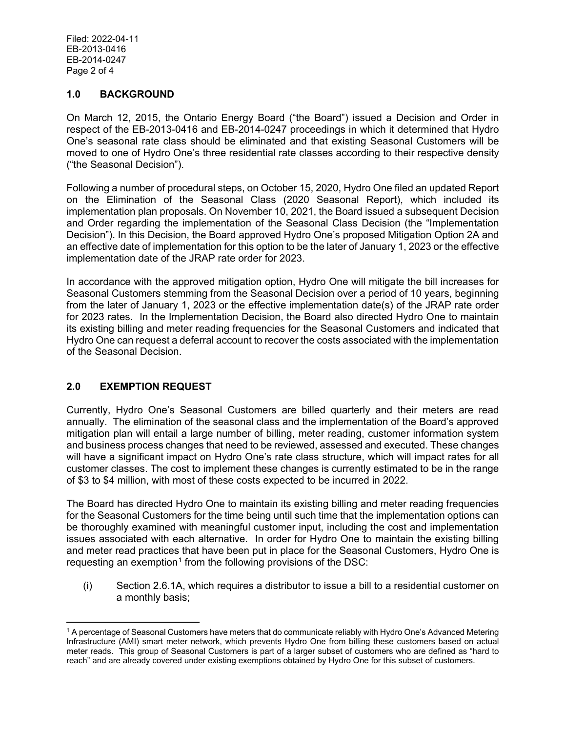## 1.0 BACKGROUND

On March 12, 2015, the Ontario Energy Board ("the Board") issued a Decision and Order in respect of the EB-2013-0416 and EB-2014-0247 proceedings in which it determined that Hydro One's seasonal rate class should be eliminated and that existing Seasonal Customers will be moved to one of Hydro One's three residential rate classes according to their respective density ("the Seasonal Decision").

Following a number of procedural steps, on October 15, 2020, Hydro One filed an updated Report on the Elimination of the Seasonal Class (2020 Seasonal Report), which included its implementation plan proposals. On November 10, 2021, the Board issued a subsequent Decision and Order regarding the implementation of the Seasonal Class Decision (the "Implementation Decision"). In this Decision, the Board approved Hydro One's proposed Mitigation Option 2A and an effective date of implementation for this option to be the later of January 1, 2023 or the effective implementation date of the JRAP rate order for 2023.

In accordance with the approved mitigation option, Hydro One will mitigate the bill increases for Seasonal Customers stemming from the Seasonal Decision over a period of 10 years, beginning from the later of January 1, 2023 or the effective implementation date(s) of the JRAP rate order for 2023 rates. In the Implementation Decision, the Board also directed Hydro One to maintain its existing billing and meter reading frequencies for the Seasonal Customers and indicated that Hydro One can request a deferral account to recover the costs associated with the implementation of the Seasonal Decision.

## 2.0 EXEMPTION REQUEST

Currently, Hydro One's Seasonal Customers are billed quarterly and their meters are read annually. The elimination of the seasonal class and the implementation of the Board's approved mitigation plan will entail a large number of billing, meter reading, customer information system and business process changes that need to be reviewed, assessed and executed. These changes will have a significant impact on Hydro One's rate class structure, which will impact rates for all customer classes. The cost to implement these changes is currently estimated to be in the range of $3 to $4 million, with most of these costs expected to be incurred in 2022.

The Board has directed Hydro One to maintain its existing billing and meter reading frequencies for the Seasonal Customers for the time being until such time that the implementation options can be thoroughly examined with meaningful customer input, including the cost and implementation issues associated with each alternative. In order for Hydro One to maintain the existing billing and meter read practices that have been put in place for the Seasonal Customers, Hydro One is requesting an exemption[1] from the following provisions of the DSC:

(i) Section 2.6.1A, which requires a distributor to issue a bill to a residential customer on a monthly basis;

[1] A percentage of Seasonal Customers have meters that do communicate reliably with Hydro One's Advanced Metering Infrastructure (AMI) smart meter network, which prevents Hydro One from billing these customers based on actual meter reads. This group of Seasonal Customers is part of a larger subset of customers who are defined as "hard to reach" and are already covered under existing exemptions obtained by Hydro One for this subset of customers.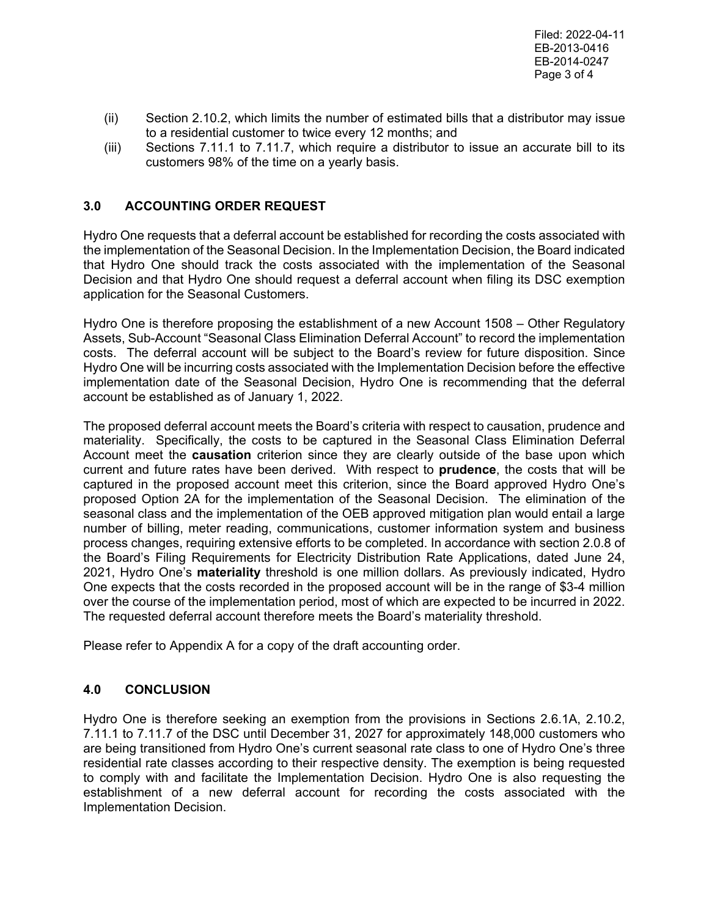(ii) Section 2.10.2, which limits the number of estimated bills that a distributor may issue to a residential customer to twice every 12 months; and

(iii) Sections 7.11.1 to 7.11.7, which require a distributor to issue an accurate bill to its customers 98% of the time on a yearly basis.

## 3.0 ACCOUNTING ORDER REQUEST

Hydro One requests that a deferral account be established for recording the costs associated with the implementation of the Seasonal Decision. In the Implementation Decision, the Board indicated that Hydro One should track the costs associated with the implementation of the Seasonal Decision and that Hydro One should request a deferral account when filing its DSC exemption application for the Seasonal Customers.

Hydro One is therefore proposing the establishment of a new Account 1508 – Other Regulatory Assets, Sub-Account "Seasonal Class Elimination Deferral Account" to record the implementation costs. The deferral account will be subject to the Board's review for future disposition. Since Hydro One will be incurring costs associated with the Implementation Decision before the effective implementation date of the Seasonal Decision, Hydro One is recommending that the deferral account be established as of January 1, 2022.

The proposed deferral account meets the Board's criteria with respect to causation, prudence and materiality. Specifically, the costs to be captured in the Seasonal Class Elimination Deferral Account meet the **causation** criterion since they are clearly outside of the base upon which current and future rates have been derived. With respect to **prudence**, the costs that will be captured in the proposed account meet this criterion, since the Board approved Hydro One's proposed Option 2A for the implementation of the Seasonal Decision. The elimination of the seasonal class and the implementation of the OEB approved mitigation plan would entail a large number of billing, meter reading, communications, customer information system and business process changes, requiring extensive efforts to be completed. In accordance with section 2.0.8 of the Board's Filing Requirements for Electricity Distribution Rate Applications, dated June 24, 2021, Hydro One's **materiality** threshold is one million dollars. As previously indicated, Hydro One expects that the costs recorded in the proposed account will be in the range of $3-4 million over the course of the implementation period, most of which are expected to be incurred in 2022. The requested deferral account therefore meets the Board's materiality threshold.

Please refer to Appendix A for a copy of the draft accounting order.

## 4.0 CONCLUSION

Hydro One is therefore seeking an exemption from the provisions in Sections 2.6.1A, 2.10.2, 7.11.1 to 7.11.7 of the DSC until December 31, 2027 for approximately 148,000 customers who are being transitioned from Hydro One's current seasonal rate class to one of Hydro One's three residential rate classes according to their respective density. The exemption is being requested to comply with and facilitate the Implementation Decision. Hydro One is also requesting the establishment of a new deferral account for recording the costs associated with the Implementation Decision.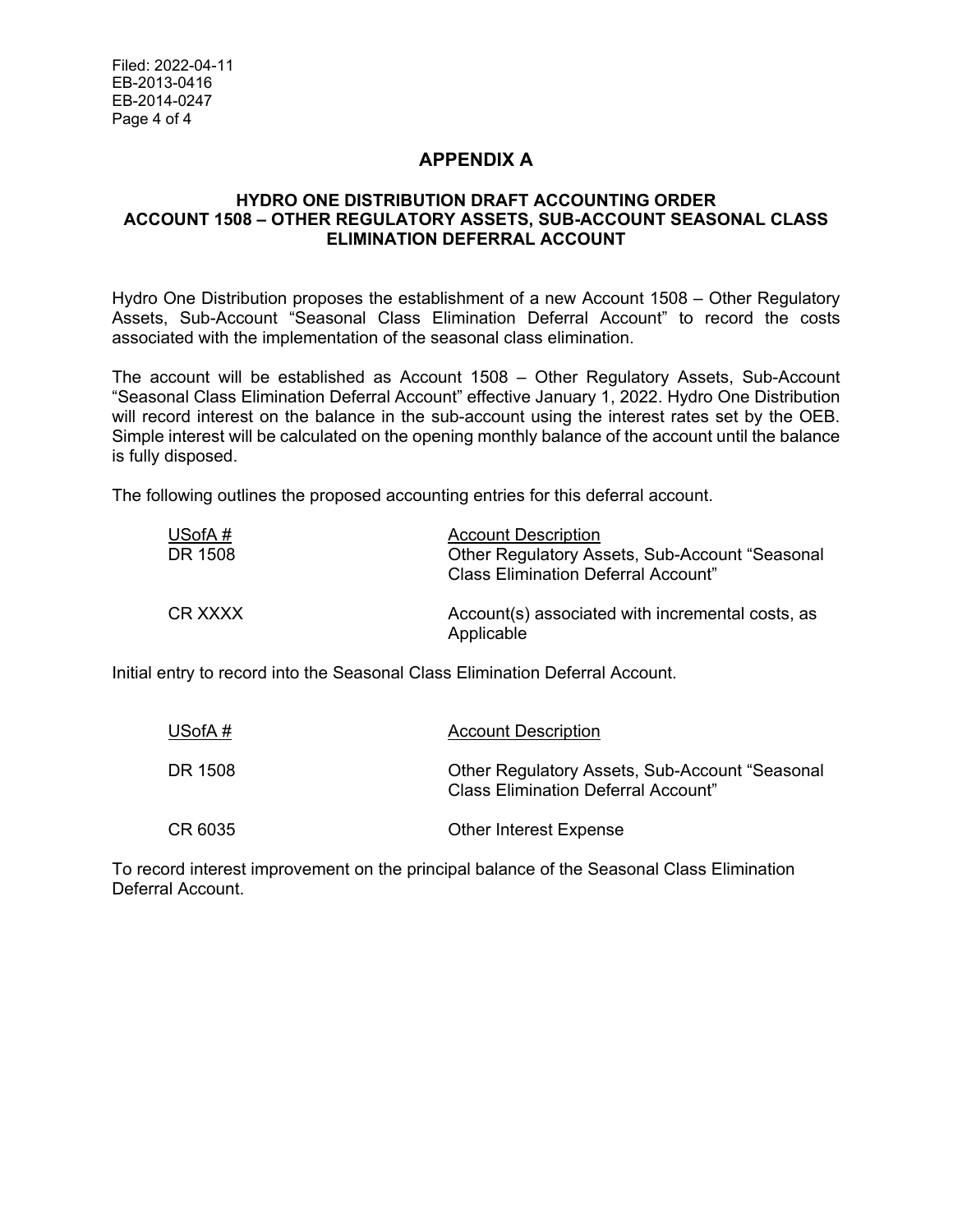# APPENDIX A

## HYDRO ONE DISTRIBUTION DRAFT ACCOUNTING ORDER ACCOUNT 1508 – OTHER REGULATORY ASSETS, SUB-ACCOUNT SEASONAL CLASS ELIMINATION DEFERRAL ACCOUNT

Hydro One Distribution proposes the establishment of a new Account 1508 – Other Regulatory Assets, Sub-Account "Seasonal Class Elimination Deferral Account" to record the costs associated with the implementation of the seasonal class elimination.

The account will be established as Account 1508 – Other Regulatory Assets, Sub-Account "Seasonal Class Elimination Deferral Account" effective January 1, 2022. Hydro One Distribution will record interest on the balance in the sub-account using the interest rates set by the OEB. Simple interest will be calculated on the opening monthly balance of the account until the balance is fully disposed.

The following outlines the proposed accounting entries for this deferral account.

| USofA # | Account Description |
| --- | --- |
| DR 1508 | Other Regulatory Assets, Sub-Account "Seasonal Class Elimination Deferral Account" |
| CR XXXX | Account(s) associated with incremental costs, as Applicable |

Initial entry to record into the Seasonal Class Elimination Deferral Account.

| USofA # | Account Description |
| --- | --- |
| DR 1508 | Other Regulatory Assets, Sub-Account "Seasonal Class Elimination Deferral Account" |
| CR 6035 | Other Interest Expense |

To record interest improvement on the principal balance of the Seasonal Class Elimination Deferral Account.